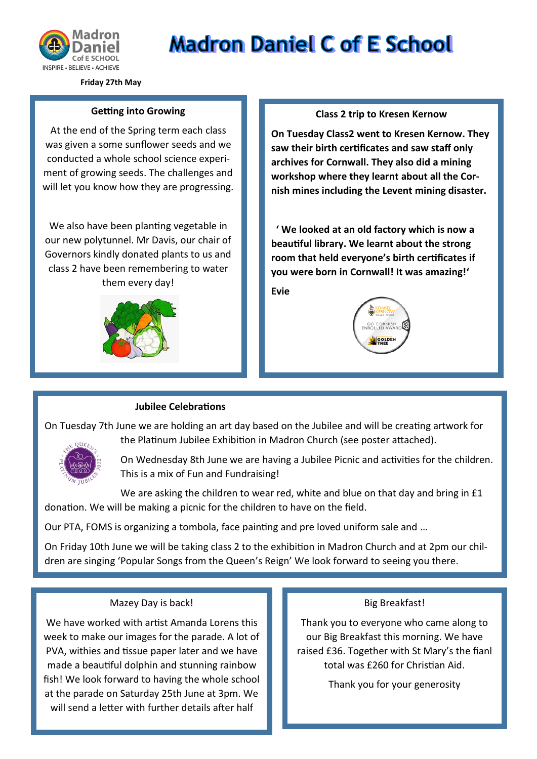# Madron Daniel C of E School

Madron Daniel C of E SCHOOL
INSPIRE • BELIEVE • ACHIEVE

**Friday 27th May**

### Getting into Growing

At the end of the Spring term each class was given a some sunflower seeds and we conducted a whole school science experiment of growing seeds. The challenges and will let you know how they are progressing.

We also have been planting vegetable in our new polytunnel. Mr Davis, our chair of Governors kindly donated plants to us and class 2 have been remembering to water them every day!

### Class 2 trip to Kresen Kernow

**On Tuesday Class2 went to Kresen Kernow. They saw their birth certificates and saw staff only archives for Cornwall. They also did a mining workshop where they learnt about all the Cornish mines including the Levent mining disaster.**

**' We looked at an old factory which is now a beautiful library. We learnt about the strong room that held everyone's birth certificates if you were born in Cornwall! It was amazing!'**

**Evie**

### Jubilee Celebrations

On Tuesday 7th June we are holding an art day based on the Jubilee and will be creating artwork for the Platinum Jubilee Exhibition in Madron Church (see poster attached).

On Wednesday 8th June we are having a Jubilee Picnic and activities for the children. This is a mix of Fun and Fundraising!

We are asking the children to wear red, white and blue on that day and bring in £1 donation. We will be making a picnic for the children to have on the field.

Our PTA, FOMS is organizing a tombola, face painting and pre loved uniform sale and …

On Friday 10th June we will be taking class 2 to the exhibition in Madron Church and at 2pm our children are singing 'Popular Songs from the Queen's Reign' We look forward to seeing you there.

### Mazey Day is back!

We have worked with artist Amanda Lorens this week to make our images for the parade. A lot of PVA, withies and tissue paper later and we have made a beautiful dolphin and stunning rainbow fish! We look forward to having the whole school at the parade on Saturday 25th June at 3pm. We will send a letter with further details after half

### Big Breakfast!

Thank you to everyone who came along to our Big Breakfast this morning. We have raised £36. Together with St Mary's the fianl total was £260 for Christian Aid.

Thank you for your generosity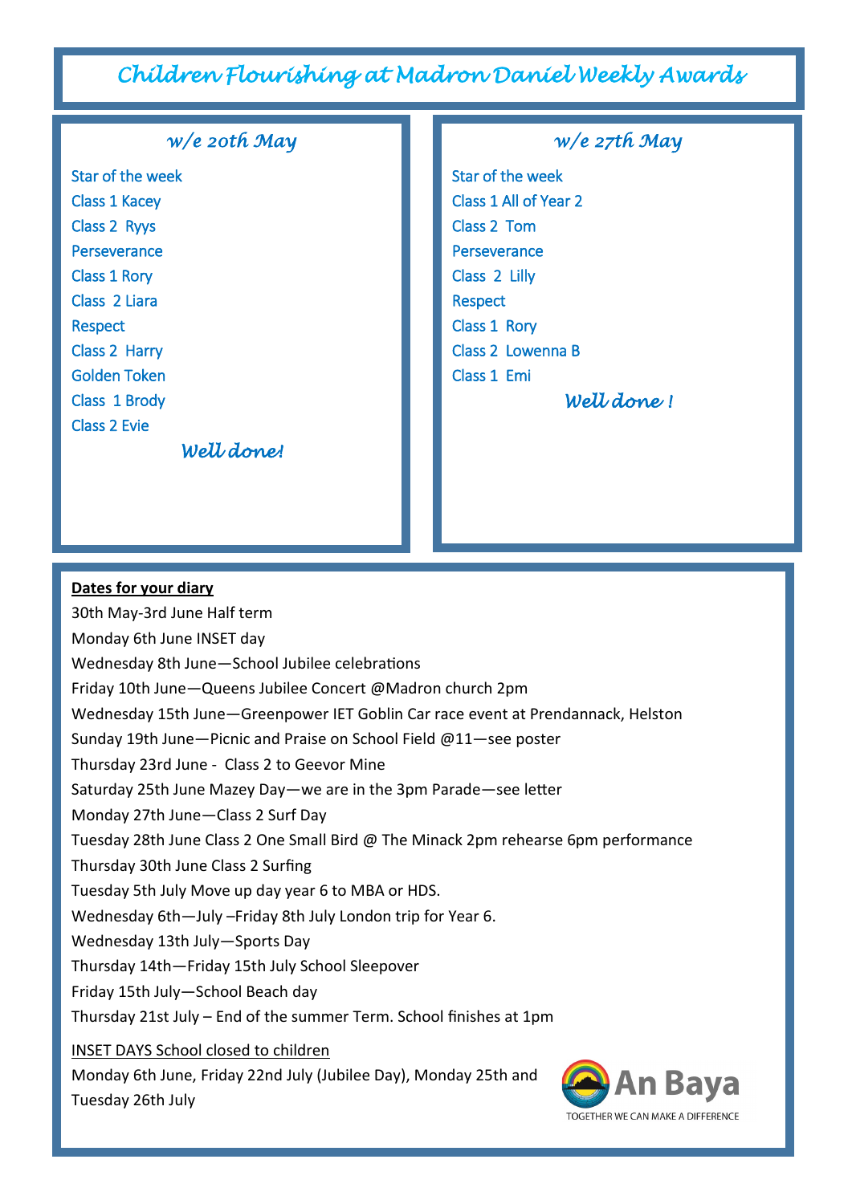# *Children Flourishing at Madron Daniel Weekly Awards*

## *w/e 20th May*

Star of the week

Class 1 Kacey

Class 2 Ryys

Perseverance

Class 1 Rory

Class 2 Liara

Respect

Class 2 Harry

Golden Token

Class 1 Brody

Class 2 Evie

*Well done!*

## *w/e 27th May*

Star of the week

Class 1 All of Year 2

Class 2 Tom

Perseverance

Class 2 Lilly

Respect

Class 1 Rory

Class 2 Lowenna B

Class 1 Emi

*Well done !*

**Dates for your diary**

30th May-3rd June Half term

Monday 6th June INSET day

Wednesday 8th June—School Jubilee celebrations

Friday 10th June—Queens Jubilee Concert @Madron church 2pm

Wednesday 15th June—Greenpower IET Goblin Car race event at Prendannack, Helston

Sunday 19th June—Picnic and Praise on School Field @11—see poster

Thursday 23rd June - Class 2 to Geevor Mine

Saturday 25th June Mazey Day—we are in the 3pm Parade—see letter

Monday 27th June—Class 2 Surf Day

Tuesday 28th June Class 2 One Small Bird @ The Minack 2pm rehearse 6pm performance

Thursday 30th June Class 2 Surfing

Tuesday 5th July Move up day year 6 to MBA or HDS.

Wednesday 6th—July –Friday 8th July London trip for Year 6.

Wednesday 13th July—Sports Day

Thursday 14th—Friday 15th July School Sleepover

Friday 15th July—School Beach day

Thursday 21st July – End of the summer Term. School finishes at 1pm

INSET DAYS School closed to children

Monday 6th June, Friday 22nd July (Jubilee Day), Monday 25th and Tuesday 26th July

An Baya

TOGETHER WE CAN MAKE A DIFFERENCE